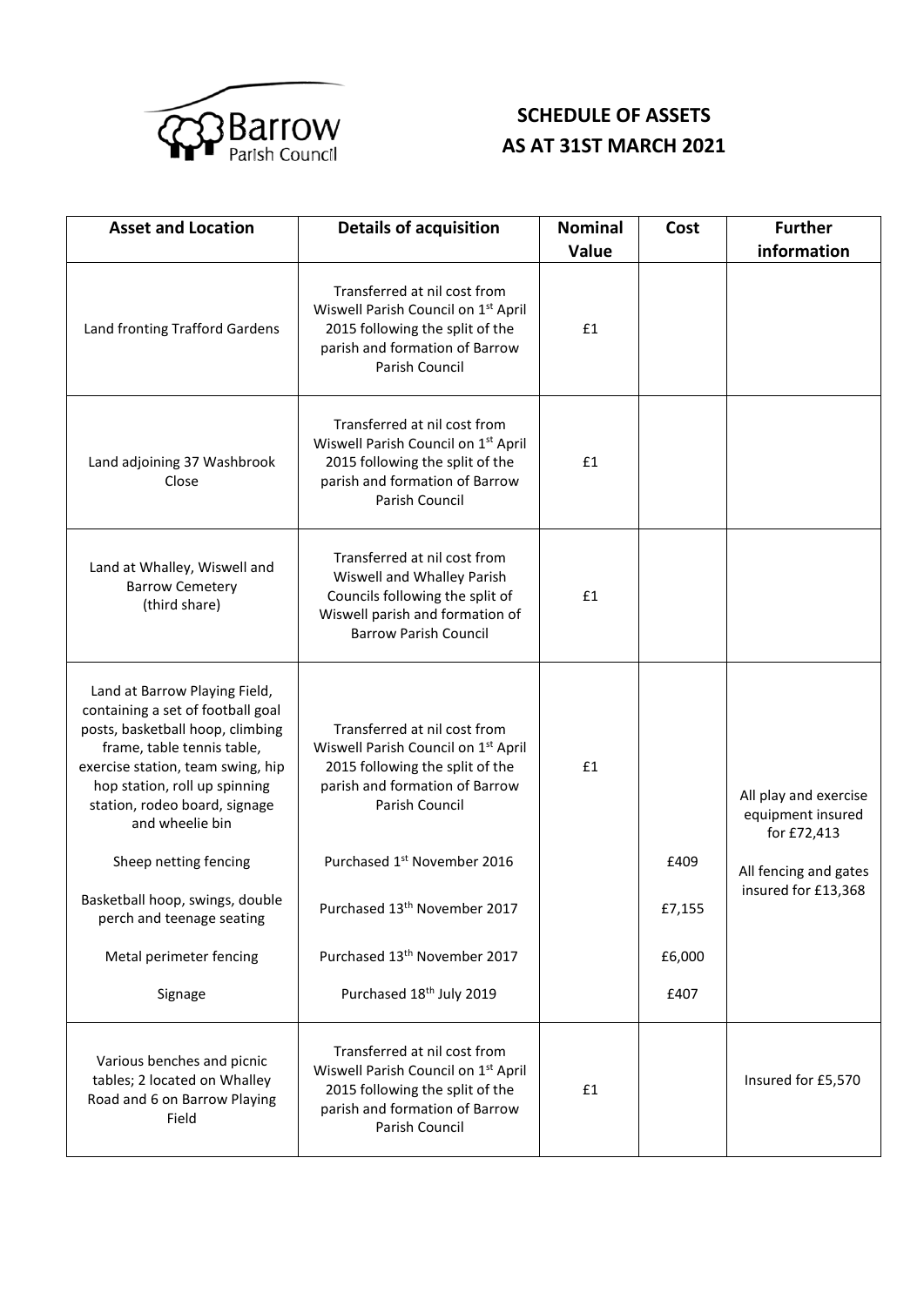Barrow Parish Council

# SCHEDULE OF ASSETS AS AT 31ST MARCH 2021

| Asset and Location | Details of acquisition | Nominal Value | Cost | Further information |
|---|---|---|---|---|
| Land fronting Trafford Gardens | Transferred at nil cost from Wiswell Parish Council on 1st April 2015 following the split of the parish and formation of Barrow Parish Council | £1 | | |
| Land adjoining 37 Washbrook Close | Transferred at nil cost from Wiswell Parish Council on 1st April 2015 following the split of the parish and formation of Barrow Parish Council | £1 | | |
| Land at Whalley, Wiswell and Barrow Cemetery (third share) | Transferred at nil cost from Wiswell and Whalley Parish Councils following the split of Wiswell parish and formation of Barrow Parish Council | £1 | | |
| Land at Barrow Playing Field, containing a set of football goal posts, basketball hoop, climbing frame, table tennis table, exercise station, team swing, hip hop station, roll up spinning station, rodeo board, signage and wheelie bin | Transferred at nil cost from Wiswell Parish Council on 1st April 2015 following the split of the parish and formation of Barrow Parish Council | £1 | | All play and exercise equipment insured for £72,413 |
| Sheep netting fencing | Purchased 1st November 2016 | | £409 | All fencing and gates insured for £13,368 |
| Basketball hoop, swings, double perch and teenage seating | Purchased 13th November 2017 | | £7,155 | |
| Metal perimeter fencing | Purchased 13th November 2017 | | £6,000 | |
| Signage | Purchased 18th July 2019 | | £407 | |
| Various benches and picnic tables; 2 located on Whalley Road and 6 on Barrow Playing Field | Transferred at nil cost from Wiswell Parish Council on 1st April 2015 following the split of the parish and formation of Barrow Parish Council | £1 | | Insured for £5,570 |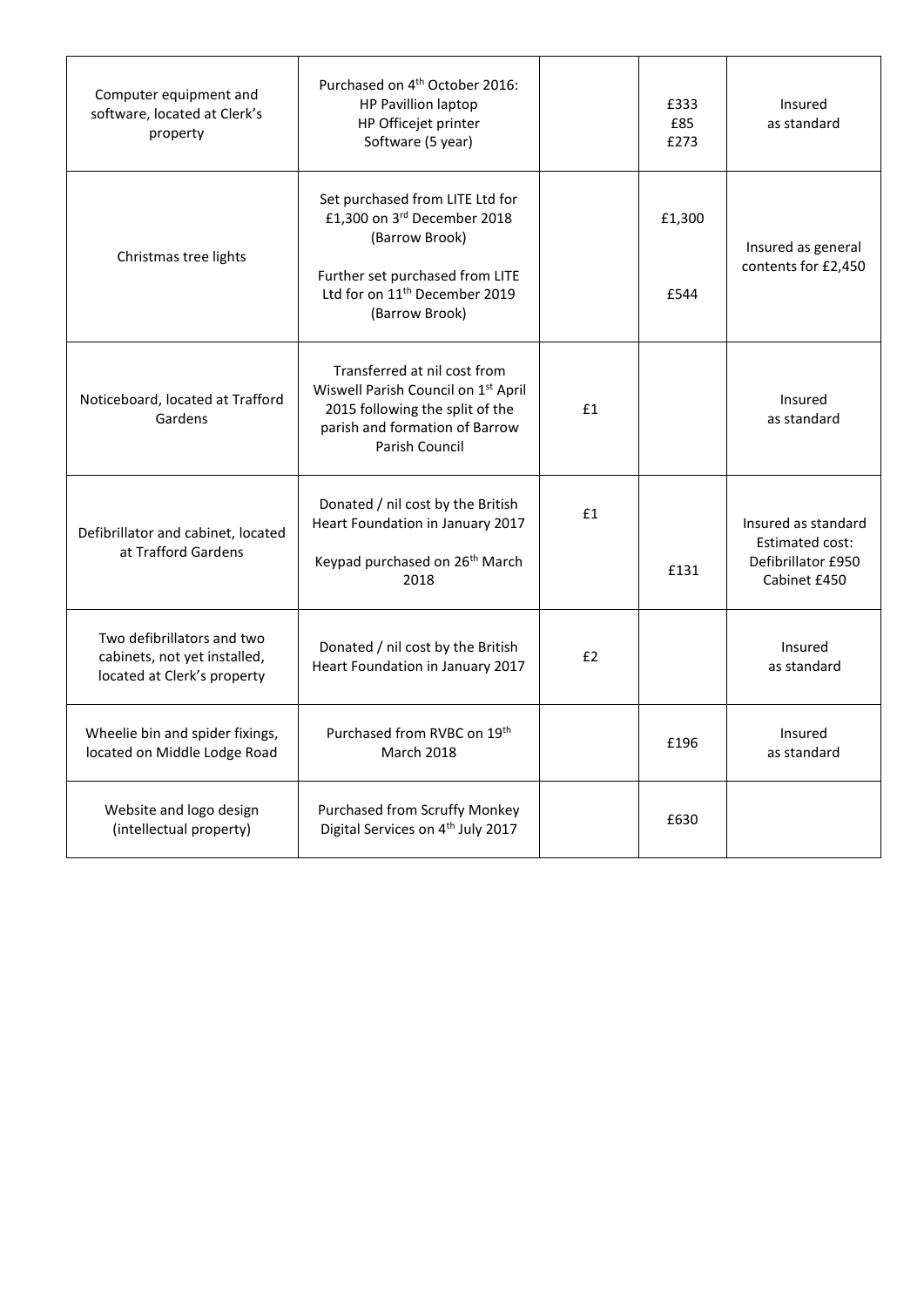| | | | | |
|---|---|---|---|---|
| Computer equipment and software, located at Clerk's property | Purchased on 4th October 2016:<br>HP Pavillion laptop<br>HP Officejet printer<br>Software (5 year) | | £333<br>£85<br>£273 | Insured as standard |
| Christmas tree lights | Set purchased from LITE Ltd for £1,300 on 3rd December 2018 (Barrow Brook)<br><br>Further set purchased from LITE Ltd for on 11th December 2019 (Barrow Brook) | | £1,300<br><br>£544 | Insured as general contents for £2,450 |
| Noticeboard, located at Trafford Gardens | Transferred at nil cost from Wiswell Parish Council on 1st April 2015 following the split of the parish and formation of Barrow Parish Council | £1 | | Insured as standard |
| Defibrillator and cabinet, located at Trafford Gardens | Donated / nil cost by the British Heart Foundation in January 2017<br><br>Keypad purchased on 26th March 2018 | £1 | £131 | Insured as standard<br>Estimated cost:<br>Defibrillator £950<br>Cabinet £450 |
| Two defibrillators and two cabinets, not yet installed, located at Clerk's property | Donated / nil cost by the British Heart Foundation in January 2017 | £2 | | Insured as standard |
| Wheelie bin and spider fixings, located on Middle Lodge Road | Purchased from RVBC on 19th March 2018 | | £196 | Insured as standard |
| Website and logo design (intellectual property) | Purchased from Scruffy Monkey Digital Services on 4th July 2017 | | £630 | |